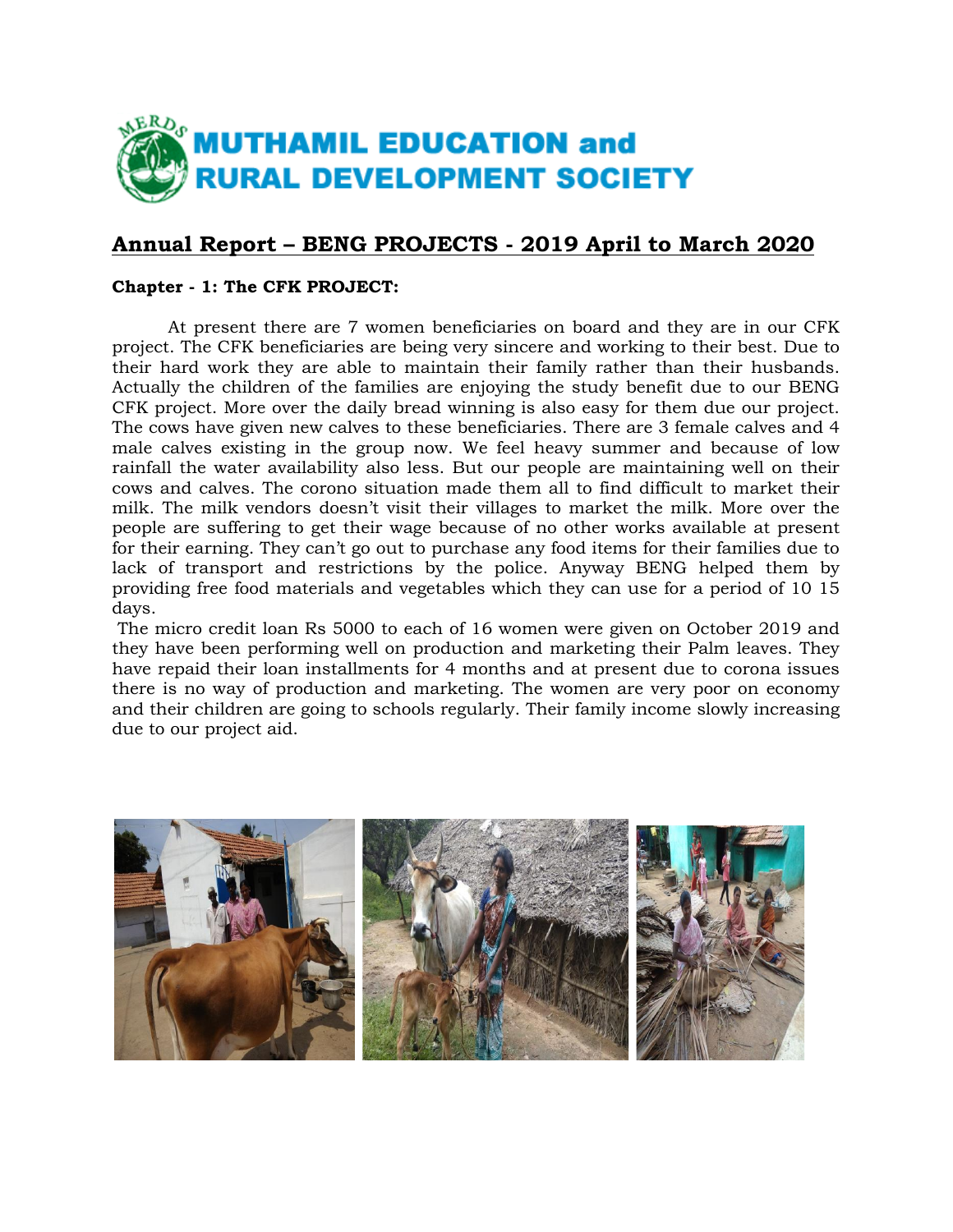# MUTHAMIL EDUCATION and RURAL DEVELOPMENT SOCIETY

## Annual Report – BENG PROJECTS - 2019 April to March 2020

### Chapter - 1: The CFK PROJECT:

At present there are 7 women beneficiaries on board and they are in our CFK project. The CFK beneficiaries are being very sincere and working to their best. Due to their hard work they are able to maintain their family rather than their husbands. Actually the children of the families are enjoying the study benefit due to our BENG CFK project. More over the daily bread winning is also easy for them due our project. The cows have given new calves to these beneficiaries. There are 3 female calves and 4 male calves existing in the group now. We feel heavy summer and because of low rainfall the water availability also less. But our people are maintaining well on their cows and calves. The corono situation made them all to find difficult to market their milk. The milk vendors doesn't visit their villages to market the milk. More over the people are suffering to get their wage because of no other works available at present for their earning. They can't go out to purchase any food items for their families due to lack of transport and restrictions by the police. Anyway BENG helped them by providing free food materials and vegetables which they can use for a period of 10 15 days.

The micro credit loan Rs 5000 to each of 16 women were given on October 2019 and they have been performing well on production and marketing their Palm leaves. They have repaid their loan installments for 4 months and at present due to corona issues there is no way of production and marketing. The women are very poor on economy and their children are going to schools regularly. Their family income slowly increasing due to our project aid.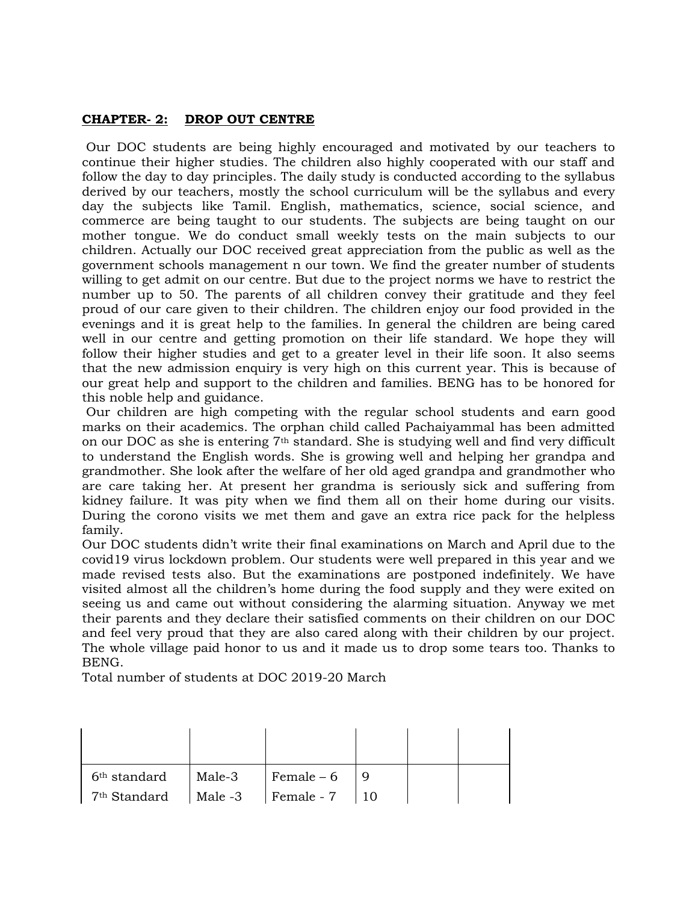## CHAPTER- 2: DROP OUT CENTRE

Our DOC students are being highly encouraged and motivated by our teachers to continue their higher studies. The children also highly cooperated with our staff and follow the day to day principles. The daily study is conducted according to the syllabus derived by our teachers, mostly the school curriculum will be the syllabus and every day the subjects like Tamil. English, mathematics, science, social science, and commerce are being taught to our students. The subjects are being taught on our mother tongue. We do conduct small weekly tests on the main subjects to our children. Actually our DOC received great appreciation from the public as well as the government schools management n our town. We find the greater number of students willing to get admit on our centre. But due to the project norms we have to restrict the number up to 50. The parents of all children convey their gratitude and they feel proud of our care given to their children. The children enjoy our food provided in the evenings and it is great help to the families. In general the children are being cared well in our centre and getting promotion on their life standard. We hope they will follow their higher studies and get to a greater level in their life soon. It also seems that the new admission enquiry is very high on this current year. This is because of our great help and support to the children and families. BENG has to be honored for this noble help and guidance.

Our children are high competing with the regular school students and earn good marks on their academics. The orphan child called Pachaiyammal has been admitted on our DOC as she is entering 7th standard. She is studying well and find very difficult to understand the English words. She is growing well and helping her grandpa and grandmother. She look after the welfare of her old aged grandpa and grandmother who are care taking her. At present her grandma is seriously sick and suffering from kidney failure. It was pity when we find them all on their home during our visits. During the corono visits we met them and gave an extra rice pack for the helpless family.

Our DOC students didn't write their final examinations on March and April due to the covid19 virus lockdown problem. Our students were well prepared in this year and we made revised tests also. But the examinations are postponed indefinitely. We have visited almost all the children's home during the food supply and they were exited on seeing us and came out without considering the alarming situation. Anyway we met their parents and they declare their satisfied comments on their children on our DOC and feel very proud that they are also cared along with their children by our project. The whole village paid honor to us and it made us to drop some tears too. Thanks to BENG.

Total number of students at DOC 2019-20 March

| | | | | | |
|---|---|---|---|---|---|
| 6th standard | Male-3 | Female – 6 | 9 | | |
| 7th Standard | Male -3 | Female - 7 | 10 | | |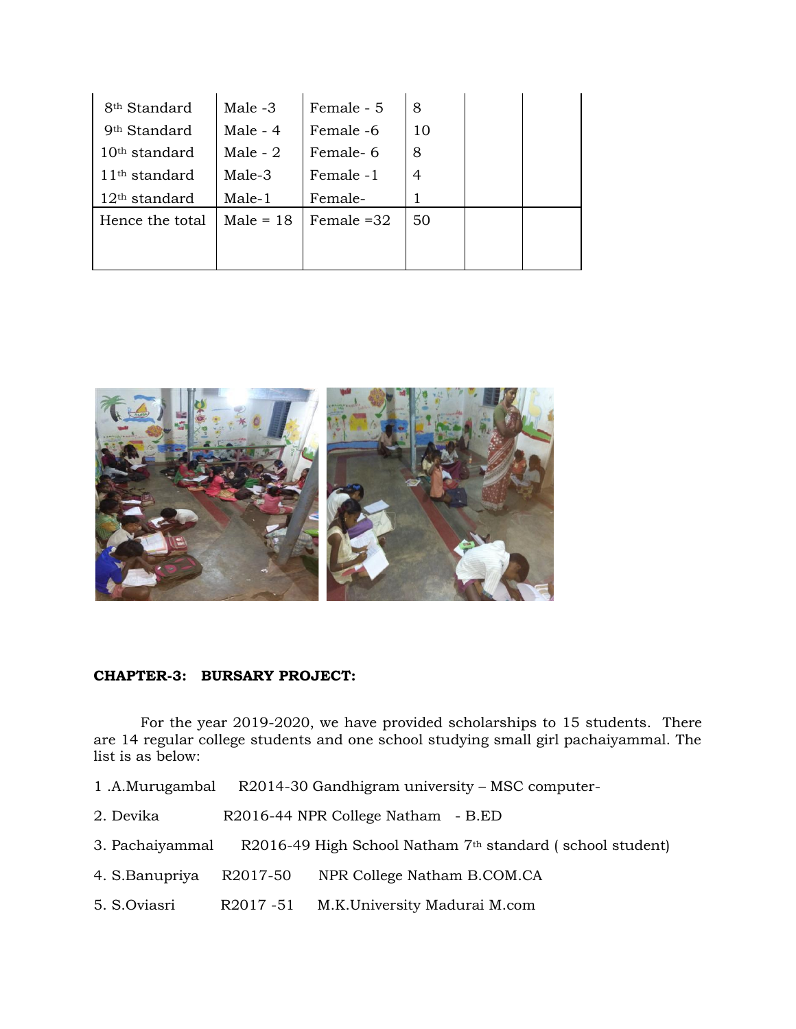| 8th Standard | Male -3 | Female - 5 | 8 | | |
|---|---|---|---|---|---|
| 9th Standard | Male - 4 | Female -6 | 10 | | |
| 10th standard | Male - 2 | Female- 6 | 8 | | |
| 11th standard | Male-3 | Female -1 | 4 | | |
| 12th standard | Male-1 | Female- | 1 | | |
| Hence the total | Male = 18 | Female =32 | 50 | | |

**CHAPTER-3: BURSARY PROJECT:**

For the year 2019-2020, we have provided scholarships to 15 students. There are 14 regular college students and one school studying small girl pachaiyammal. The list is as below:

1 .A.Murugambal R2014-30 Gandhigram university – MSC computer-

2. Devika R2016-44 NPR College Natham - B.ED

3. Pachaiyammal R2016-49 High School Natham 7th standard ( school student)

4. S.Banupriya R2017-50 NPR College Natham B.COM.CA

5. S.Oviasri R2017 -51 M.K.University Madurai M.com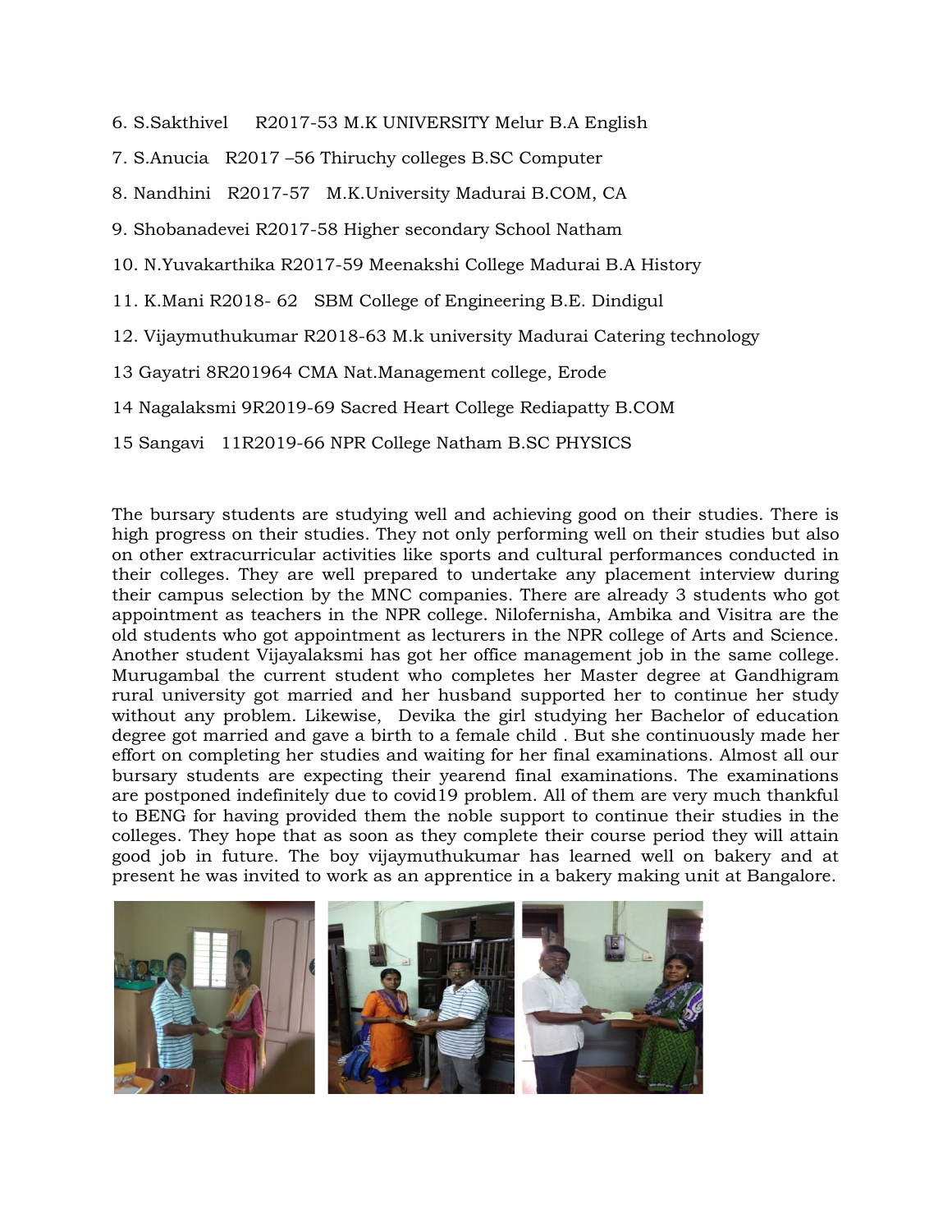6. S.Sakthivel R2017-53 M.K UNIVERSITY Melur B.A English

7. S.Anucia R2017 –56 Thiruchy colleges B.SC Computer

8. Nandhini R2017-57 M.K.University Madurai B.COM, CA

9. Shobanadevei R2017-58 Higher secondary School Natham

10. N.Yuvakarthika R2017-59 Meenakshi College Madurai B.A History

11. K.Mani R2018- 62 SBM College of Engineering B.E. Dindigul

12. Vijaymuthukumar R2018-63 M.k university Madurai Catering technology

13 Gayatri 8R201964 CMA Nat.Management college, Erode

14 Nagalaksmi 9R2019-69 Sacred Heart College Rediapatty B.COM

15 Sangavi 11R2019-66 NPR College Natham B.SC PHYSICS

The bursary students are studying well and achieving good on their studies. There is high progress on their studies. They not only performing well on their studies but also on other extracurricular activities like sports and cultural performances conducted in their colleges. They are well prepared to undertake any placement interview during their campus selection by the MNC companies. There are already 3 students who got appointment as teachers in the NPR college. Nilofernisha, Ambika and Visitra are the old students who got appointment as lecturers in the NPR college of Arts and Science. Another student Vijayalaksmi has got her office management job in the same college. Murugambal the current student who completes her Master degree at Gandhigram rural university got married and her husband supported her to continue her study without any problem. Likewise, Devika the girl studying her Bachelor of education degree got married and gave a birth to a female child . But she continuously made her effort on completing her studies and waiting for her final examinations. Almost all our bursary students are expecting their yearend final examinations. The examinations are postponed indefinitely due to covid19 problem. All of them are very much thankful to BENG for having provided them the noble support to continue their studies in the colleges. They hope that as soon as they complete their course period they will attain good job in future. The boy vijaymuthukumar has learned well on bakery and at present he was invited to work as an apprentice in a bakery making unit at Bangalore.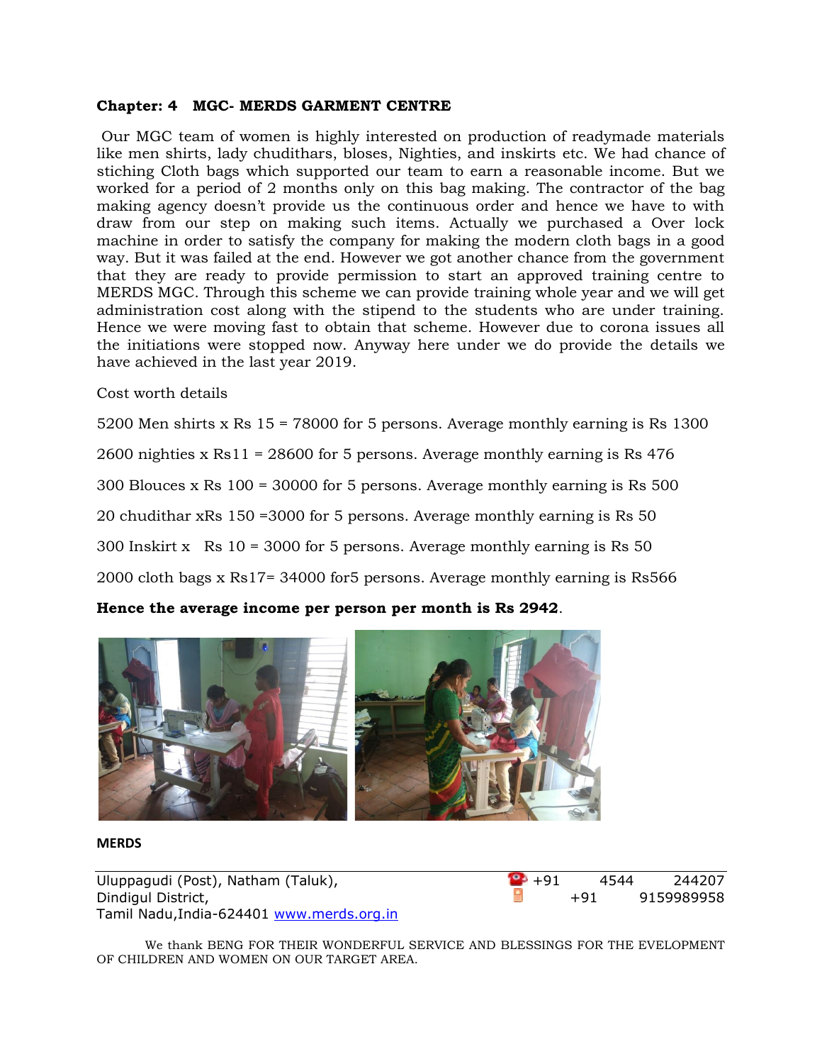**Chapter: 4 MGC- MERDS GARMENT CENTRE**

Our MGC team of women is highly interested on production of readymade materials like men shirts, lady chudithars, bloses, Nighties, and inskirts etc. We had chance of stiching Cloth bags which supported our team to earn a reasonable income. But we worked for a period of 2 months only on this bag making. The contractor of the bag making agency doesn't provide us the continuous order and hence we have to with draw from our step on making such items. Actually we purchased a Over lock machine in order to satisfy the company for making the modern cloth bags in a good way. But it was failed at the end. However we got another chance from the government that they are ready to provide permission to start an approved training centre to MERDS MGC. Through this scheme we can provide training whole year and we will get administration cost along with the stipend to the students who are under training. Hence we were moving fast to obtain that scheme. However due to corona issues all the initiations were stopped now. Anyway here under we do provide the details we have achieved in the last year 2019.

Cost worth details

5200 Men shirts x Rs 15 = 78000 for 5 persons. Average monthly earning is Rs 1300

2600 nighties x Rs11 = 28600 for 5 persons. Average monthly earning is Rs 476

300 Blouces x Rs 100 = 30000 for 5 persons. Average monthly earning is Rs 500

20 chudithar xRs 150 =3000 for 5 persons. Average monthly earning is Rs 50

300 Inskirt x Rs 10 = 3000 for 5 persons. Average monthly earning is Rs 50

2000 cloth bags x Rs17= 34000 for5 persons. Average monthly earning is Rs566

**Hence the average income per person per month is Rs 2942**.

**MERDS**

Uluppagudi (Post), Natham (Taluk),
Dindigul District,
Tamil Nadu,India-624401 www.merds.org.in

+91 4544 244207
+91 9159989958

We thank BENG FOR THEIR WONDERFUL SERVICE AND BLESSINGS FOR THE EVELOPMENT OF CHILDREN AND WOMEN ON OUR TARGET AREA.